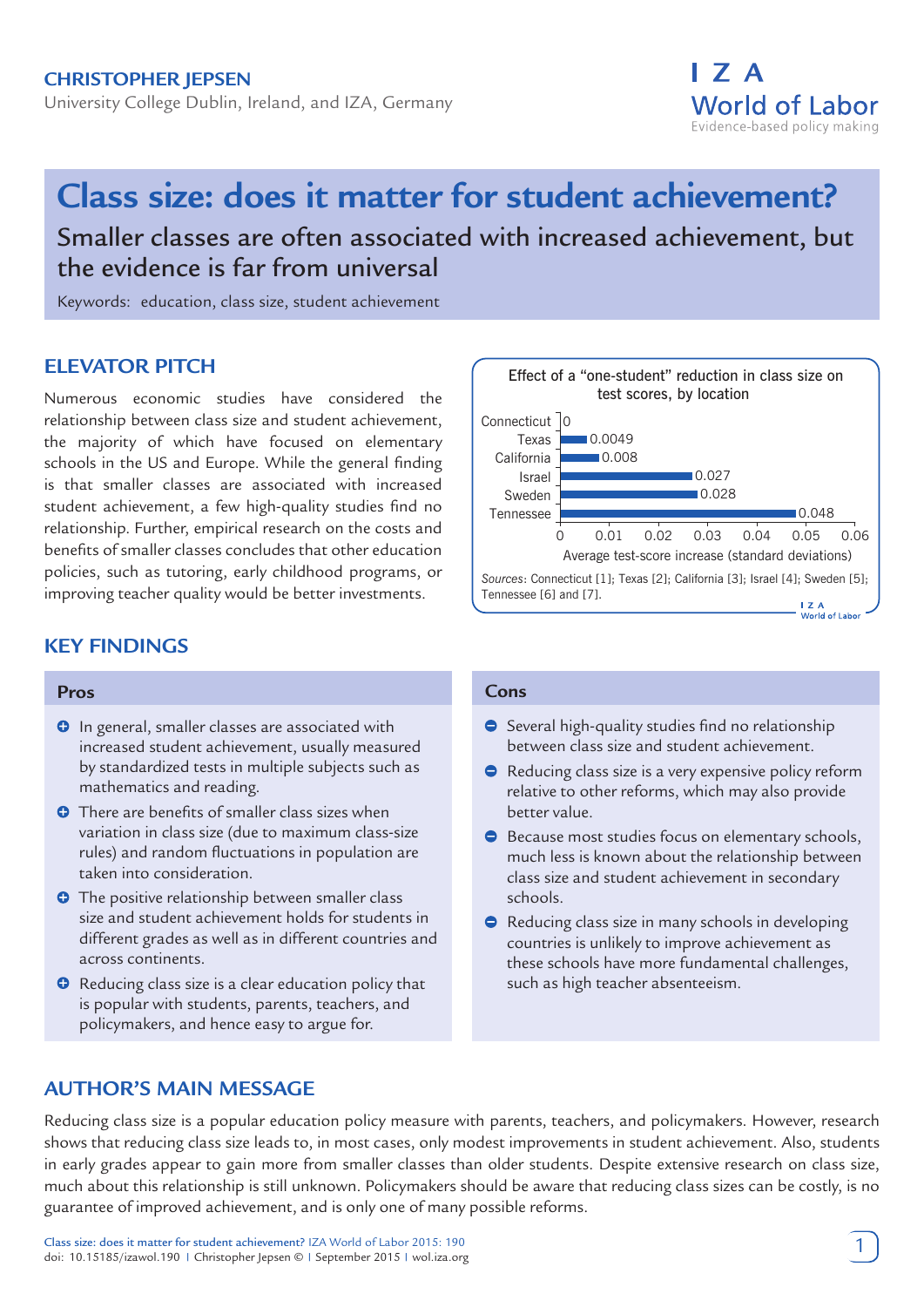**CHRISTOPHER JEPSEN**

University College Dublin, Ireland, and IZA, Germany

I Z A
World of Labor
Evidence-based policy making

# Class size: does it matter for student achievement?

## Smaller classes are often associated with increased achievement, but the evidence is far from universal

Keywords: education, class size, student achievement

## ELEVATOR PITCH

Numerous economic studies have considered the relationship between class size and student achievement, the majority of which have focused on elementary schools in the US and Europe. While the general finding is that smaller classes are associated with increased student achievement, a few high-quality studies find no relationship. Further, empirical research on the costs and benefits of smaller classes concludes that other education policies, such as tutoring, early childhood programs, or improving teacher quality would be better investments.

Effect of a "one-student" reduction in class size on test scores, by location

Connecticut 0
Texas 0.0049
California 0.008
Israel 0.027
Sweden 0.028
Tennessee 0.048

0 0.01 0.02 0.03 0.04 0.05 0.06
Average test-score increase (standard deviations)

*Sources*: Connecticut [1]; Texas [2]; California [3]; Israel [4]; Sweden [5]; Tennessee [6] and [7].

## KEY FINDINGS

### Pros

- In general, smaller classes are associated with increased student achievement, usually measured by standardized tests in multiple subjects such as mathematics and reading.
- There are benefits of smaller class sizes when variation in class size (due to maximum class-size rules) and random fluctuations in population are taken into consideration.
- The positive relationship between smaller class size and student achievement holds for students in different grades as well as in different countries and across continents.
- Reducing class size is a clear education policy that is popular with students, parents, teachers, and policymakers, and hence easy to argue for.

### Cons

- Several high-quality studies find no relationship between class size and student achievement.
- Reducing class size is a very expensive policy reform relative to other reforms, which may also provide better value.
- Because most studies focus on elementary schools, much less is known about the relationship between class size and student achievement in secondary schools.
- Reducing class size in many schools in developing countries is unlikely to improve achievement as these schools have more fundamental challenges, such as high teacher absenteeism.

## AUTHOR'S MAIN MESSAGE

Reducing class size is a popular education policy measure with parents, teachers, and policymakers. However, research shows that reducing class size leads to, in most cases, only modest improvements in student achievement. Also, students in early grades appear to gain more from smaller classes than older students. Despite extensive research on class size, much about this relationship is still unknown. Policymakers should be aware that reducing class sizes can be costly, is no guarantee of improved achievement, and is only one of many possible reforms.

Class size: does it matter for student achievement? IZA World of Labor 2015: 190
doi: 10.15185/izawol.190 | Christopher Jepsen © | September 2015 | wol.iza.org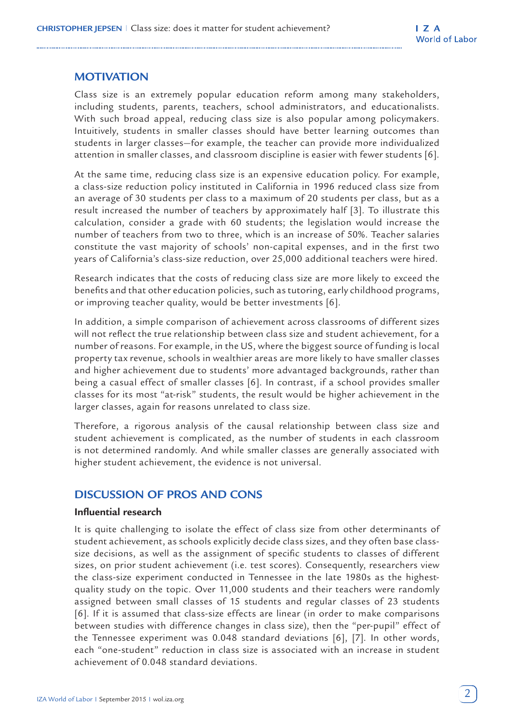## MOTIVATION

Class size is an extremely popular education reform among many stakeholders, including students, parents, teachers, school administrators, and educationalists. With such broad appeal, reducing class size is also popular among policymakers. Intuitively, students in smaller classes should have better learning outcomes than students in larger classes—for example, the teacher can provide more individualized attention in smaller classes, and classroom discipline is easier with fewer students [6].

At the same time, reducing class size is an expensive education policy. For example, a class-size reduction policy instituted in California in 1996 reduced class size from an average of 30 students per class to a maximum of 20 students per class, but as a result increased the number of teachers by approximately half [3]. To illustrate this calculation, consider a grade with 60 students; the legislation would increase the number of teachers from two to three, which is an increase of 50%. Teacher salaries constitute the vast majority of schools' non-capital expenses, and in the first two years of California's class-size reduction, over 25,000 additional teachers were hired.

Research indicates that the costs of reducing class size are more likely to exceed the benefits and that other education policies, such as tutoring, early childhood programs, or improving teacher quality, would be better investments [6].

In addition, a simple comparison of achievement across classrooms of different sizes will not reflect the true relationship between class size and student achievement, for a number of reasons. For example, in the US, where the biggest source of funding is local property tax revenue, schools in wealthier areas are more likely to have smaller classes and higher achievement due to students' more advantaged backgrounds, rather than being a casual effect of smaller classes [6]. In contrast, if a school provides smaller classes for its most "at-risk" students, the result would be higher achievement in the larger classes, again for reasons unrelated to class size.

Therefore, a rigorous analysis of the causal relationship between class size and student achievement is complicated, as the number of students in each classroom is not determined randomly. And while smaller classes are generally associated with higher student achievement, the evidence is not universal.

## DISCUSSION OF PROS AND CONS

### Influential research

It is quite challenging to isolate the effect of class size from other determinants of student achievement, as schools explicitly decide class sizes, and they often base class-size decisions, as well as the assignment of specific students to classes of different sizes, on prior student achievement (i.e. test scores). Consequently, researchers view the class-size experiment conducted in Tennessee in the late 1980s as the highest-quality study on the topic. Over 11,000 students and their teachers were randomly assigned between small classes of 15 students and regular classes of 23 students [6]. If it is assumed that class-size effects are linear (in order to make comparisons between studies with difference changes in class size), then the "per-pupil" effect of the Tennessee experiment was 0.048 standard deviations [6], [7]. In other words, each "one-student" reduction in class size is associated with an increase in student achievement of 0.048 standard deviations.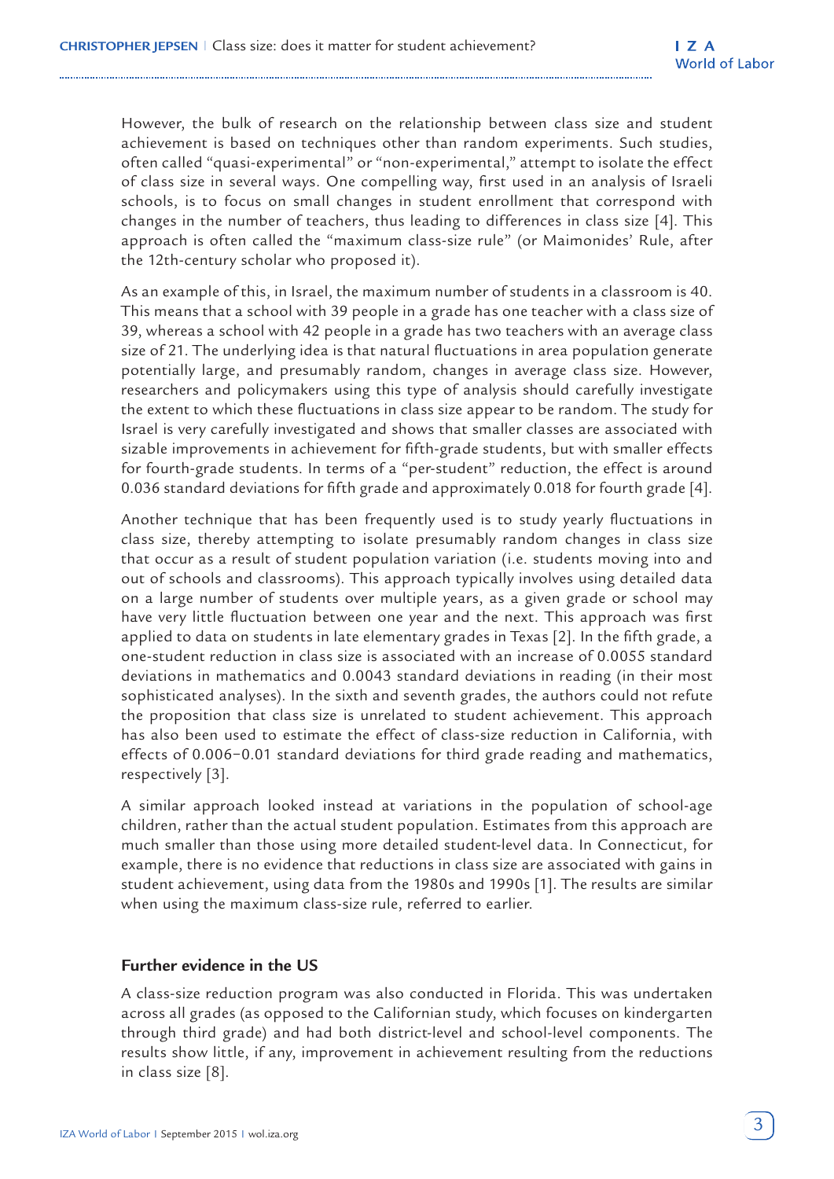However, the bulk of research on the relationship between class size and student achievement is based on techniques other than random experiments. Such studies, often called "quasi-experimental" or "non-experimental," attempt to isolate the effect of class size in several ways. One compelling way, first used in an analysis of Israeli schools, is to focus on small changes in student enrollment that correspond with changes in the number of teachers, thus leading to differences in class size [4]. This approach is often called the "maximum class-size rule" (or Maimonides' Rule, after the 12th-century scholar who proposed it).

As an example of this, in Israel, the maximum number of students in a classroom is 40. This means that a school with 39 people in a grade has one teacher with a class size of 39, whereas a school with 42 people in a grade has two teachers with an average class size of 21. The underlying idea is that natural fluctuations in area population generate potentially large, and presumably random, changes in average class size. However, researchers and policymakers using this type of analysis should carefully investigate the extent to which these fluctuations in class size appear to be random. The study for Israel is very carefully investigated and shows that smaller classes are associated with sizable improvements in achievement for fifth-grade students, but with smaller effects for fourth-grade students. In terms of a "per-student" reduction, the effect is around 0.036 standard deviations for fifth grade and approximately 0.018 for fourth grade [4].

Another technique that has been frequently used is to study yearly fluctuations in class size, thereby attempting to isolate presumably random changes in class size that occur as a result of student population variation (i.e. students moving into and out of schools and classrooms). This approach typically involves using detailed data on a large number of students over multiple years, as a given grade or school may have very little fluctuation between one year and the next. This approach was first applied to data on students in late elementary grades in Texas [2]. In the fifth grade, a one-student reduction in class size is associated with an increase of 0.0055 standard deviations in mathematics and 0.0043 standard deviations in reading (in their most sophisticated analyses). In the sixth and seventh grades, the authors could not refute the proposition that class size is unrelated to student achievement. This approach has also been used to estimate the effect of class-size reduction in California, with effects of 0.006–0.01 standard deviations for third grade reading and mathematics, respectively [3].

A similar approach looked instead at variations in the population of school-age children, rather than the actual student population. Estimates from this approach are much smaller than those using more detailed student-level data. In Connecticut, for example, there is no evidence that reductions in class size are associated with gains in student achievement, using data from the 1980s and 1990s [1]. The results are similar when using the maximum class-size rule, referred to earlier.

### Further evidence in the US

A class-size reduction program was also conducted in Florida. This was undertaken across all grades (as opposed to the Californian study, which focuses on kindergarten through third grade) and had both district-level and school-level components. The results show little, if any, improvement in achievement resulting from the reductions in class size [8].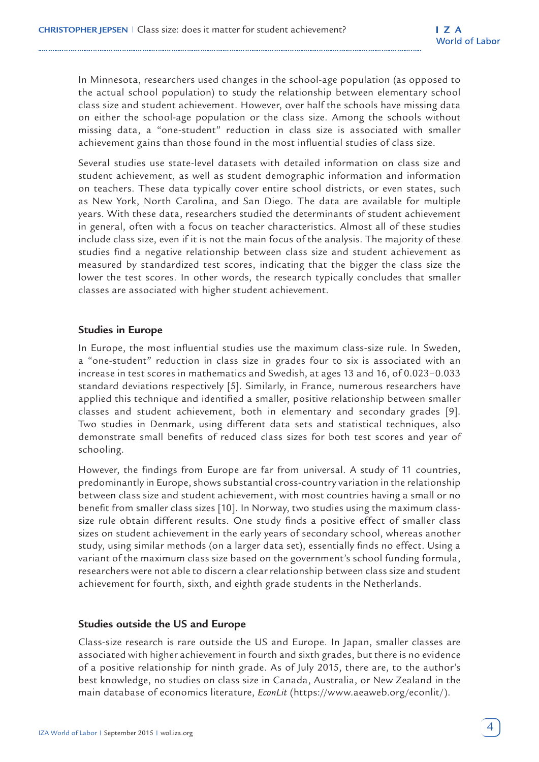In Minnesota, researchers used changes in the school-age population (as opposed to the actual school population) to study the relationship between elementary school class size and student achievement. However, over half the schools have missing data on either the school-age population or the class size. Among the schools without missing data, a "one-student" reduction in class size is associated with smaller achievement gains than those found in the most influential studies of class size.

Several studies use state-level datasets with detailed information on class size and student achievement, as well as student demographic information and information on teachers. These data typically cover entire school districts, or even states, such as New York, North Carolina, and San Diego. The data are available for multiple years. With these data, researchers studied the determinants of student achievement in general, often with a focus on teacher characteristics. Almost all of these studies include class size, even if it is not the main focus of the analysis. The majority of these studies find a negative relationship between class size and student achievement as measured by standardized test scores, indicating that the bigger the class size the lower the test scores. In other words, the research typically concludes that smaller classes are associated with higher student achievement.

### Studies in Europe

In Europe, the most influential studies use the maximum class-size rule. In Sweden, a "one-student" reduction in class size in grades four to six is associated with an increase in test scores in mathematics and Swedish, at ages 13 and 16, of 0.023–0.033 standard deviations respectively [5]. Similarly, in France, numerous researchers have applied this technique and identified a smaller, positive relationship between smaller classes and student achievement, both in elementary and secondary grades [9]. Two studies in Denmark, using different data sets and statistical techniques, also demonstrate small benefits of reduced class sizes for both test scores and year of schooling.

However, the findings from Europe are far from universal. A study of 11 countries, predominantly in Europe, shows substantial cross-country variation in the relationship between class size and student achievement, with most countries having a small or no benefit from smaller class sizes [10]. In Norway, two studies using the maximum class-size rule obtain different results. One study finds a positive effect of smaller class sizes on student achievement in the early years of secondary school, whereas another study, using similar methods (on a larger data set), essentially finds no effect. Using a variant of the maximum class size based on the government's school funding formula, researchers were not able to discern a clear relationship between class size and student achievement for fourth, sixth, and eighth grade students in the Netherlands.

### Studies outside the US and Europe

Class-size research is rare outside the US and Europe. In Japan, smaller classes are associated with higher achievement in fourth and sixth grades, but there is no evidence of a positive relationship for ninth grade. As of July 2015, there are, to the author's best knowledge, no studies on class size in Canada, Australia, or New Zealand in the main database of economics literature, *EconLit* (https://www.aeaweb.org/econlit/).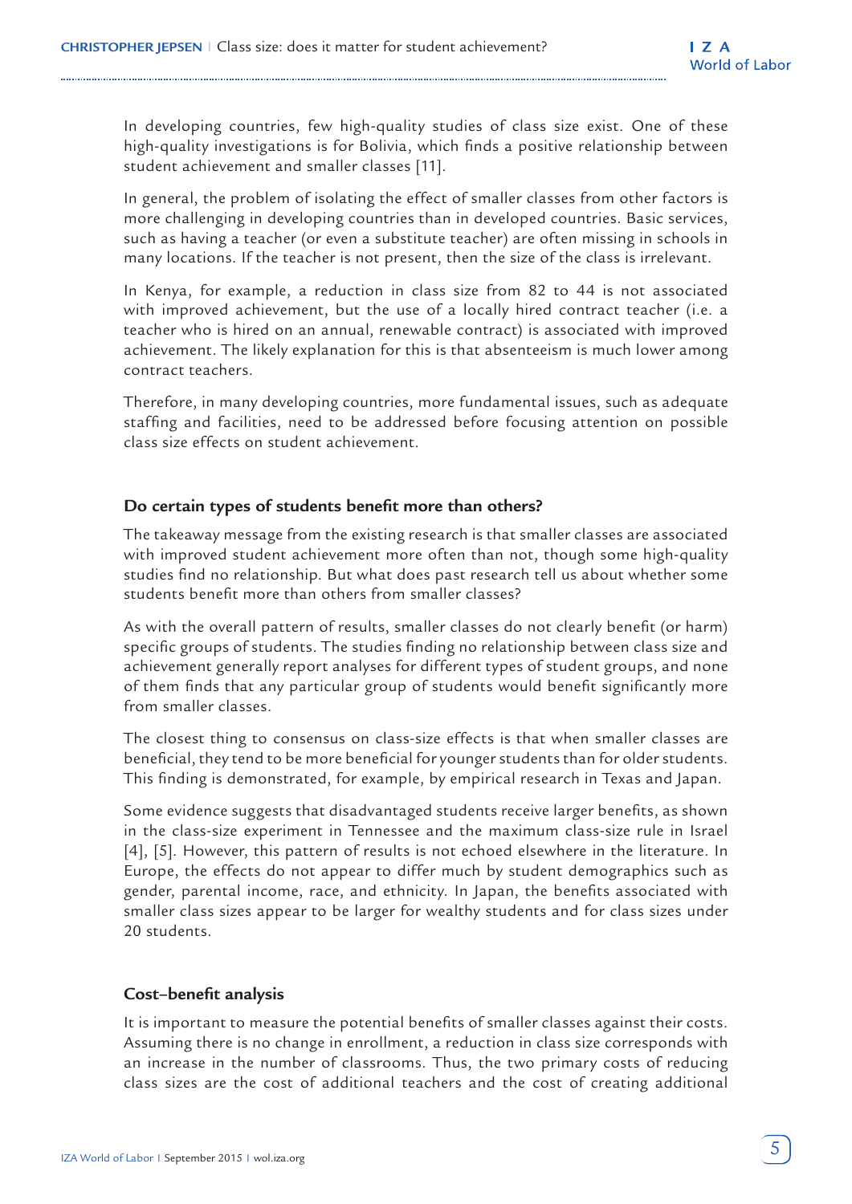In developing countries, few high-quality studies of class size exist. One of these high-quality investigations is for Bolivia, which finds a positive relationship between student achievement and smaller classes [11].

In general, the problem of isolating the effect of smaller classes from other factors is more challenging in developing countries than in developed countries. Basic services, such as having a teacher (or even a substitute teacher) are often missing in schools in many locations. If the teacher is not present, then the size of the class is irrelevant.

In Kenya, for example, a reduction in class size from 82 to 44 is not associated with improved achievement, but the use of a locally hired contract teacher (i.e. a teacher who is hired on an annual, renewable contract) is associated with improved achievement. The likely explanation for this is that absenteeism is much lower among contract teachers.

Therefore, in many developing countries, more fundamental issues, such as adequate staffing and facilities, need to be addressed before focusing attention on possible class size effects on student achievement.

### Do certain types of students benefit more than others?

The takeaway message from the existing research is that smaller classes are associated with improved student achievement more often than not, though some high-quality studies find no relationship. But what does past research tell us about whether some students benefit more than others from smaller classes?

As with the overall pattern of results, smaller classes do not clearly benefit (or harm) specific groups of students. The studies finding no relationship between class size and achievement generally report analyses for different types of student groups, and none of them finds that any particular group of students would benefit significantly more from smaller classes.

The closest thing to consensus on class-size effects is that when smaller classes are beneficial, they tend to be more beneficial for younger students than for older students. This finding is demonstrated, for example, by empirical research in Texas and Japan.

Some evidence suggests that disadvantaged students receive larger benefits, as shown in the class-size experiment in Tennessee and the maximum class-size rule in Israel [4], [5]. However, this pattern of results is not echoed elsewhere in the literature. In Europe, the effects do not appear to differ much by student demographics such as gender, parental income, race, and ethnicity. In Japan, the benefits associated with smaller class sizes appear to be larger for wealthy students and for class sizes under 20 students.

### Cost–benefit analysis

It is important to measure the potential benefits of smaller classes against their costs. Assuming there is no change in enrollment, a reduction in class size corresponds with an increase in the number of classrooms. Thus, the two primary costs of reducing class sizes are the cost of additional teachers and the cost of creating additional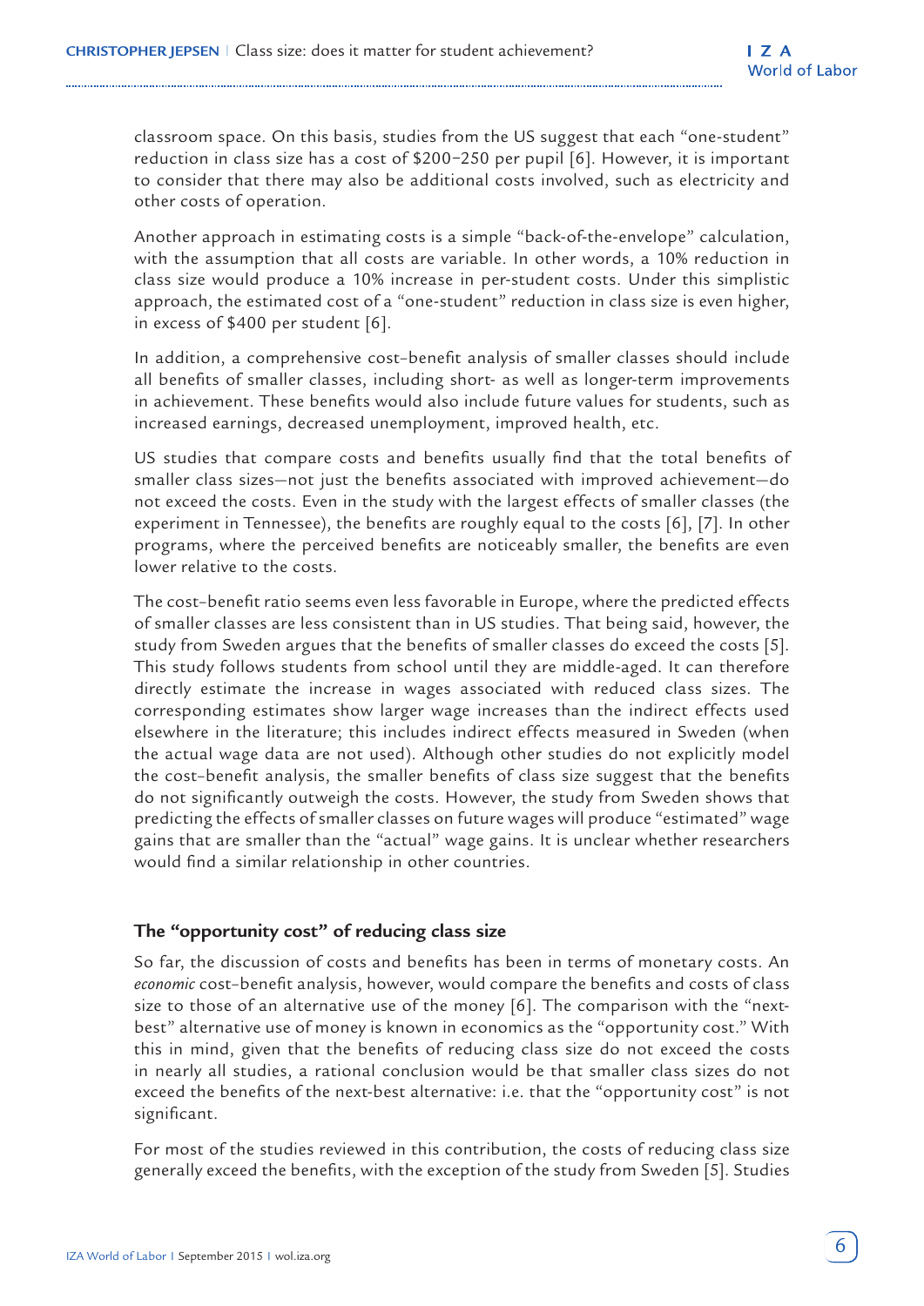classroom space. On this basis, studies from the US suggest that each "one-student" reduction in class size has a cost of $200–250 per pupil [6]. However, it is important to consider that there may also be additional costs involved, such as electricity and other costs of operation.

Another approach in estimating costs is a simple "back-of-the-envelope" calculation, with the assumption that all costs are variable. In other words, a 10% reduction in class size would produce a 10% increase in per-student costs. Under this simplistic approach, the estimated cost of a "one-student" reduction in class size is even higher, in excess of $400 per student [6].

In addition, a comprehensive cost–benefit analysis of smaller classes should include all benefits of smaller classes, including short- as well as longer-term improvements in achievement. These benefits would also include future values for students, such as increased earnings, decreased unemployment, improved health, etc.

US studies that compare costs and benefits usually find that the total benefits of smaller class sizes—not just the benefits associated with improved achievement—do not exceed the costs. Even in the study with the largest effects of smaller classes (the experiment in Tennessee), the benefits are roughly equal to the costs [6], [7]. In other programs, where the perceived benefits are noticeably smaller, the benefits are even lower relative to the costs.

The cost–benefit ratio seems even less favorable in Europe, where the predicted effects of smaller classes are less consistent than in US studies. That being said, however, the study from Sweden argues that the benefits of smaller classes do exceed the costs [5]. This study follows students from school until they are middle-aged. It can therefore directly estimate the increase in wages associated with reduced class sizes. The corresponding estimates show larger wage increases than the indirect effects used elsewhere in the literature; this includes indirect effects measured in Sweden (when the actual wage data are not used). Although other studies do not explicitly model the cost–benefit analysis, the smaller benefits of class size suggest that the benefits do not significantly outweigh the costs. However, the study from Sweden shows that predicting the effects of smaller classes on future wages will produce "estimated" wage gains that are smaller than the "actual" wage gains. It is unclear whether researchers would find a similar relationship in other countries.

### The "opportunity cost" of reducing class size

So far, the discussion of costs and benefits has been in terms of monetary costs. An *economic* cost–benefit analysis, however, would compare the benefits and costs of class size to those of an alternative use of the money [6]. The comparison with the "next-best" alternative use of money is known in economics as the "opportunity cost." With this in mind, given that the benefits of reducing class size do not exceed the costs in nearly all studies, a rational conclusion would be that smaller class sizes do not exceed the benefits of the next-best alternative: i.e. that the "opportunity cost" is not significant.

For most of the studies reviewed in this contribution, the costs of reducing class size generally exceed the benefits, with the exception of the study from Sweden [5]. Studies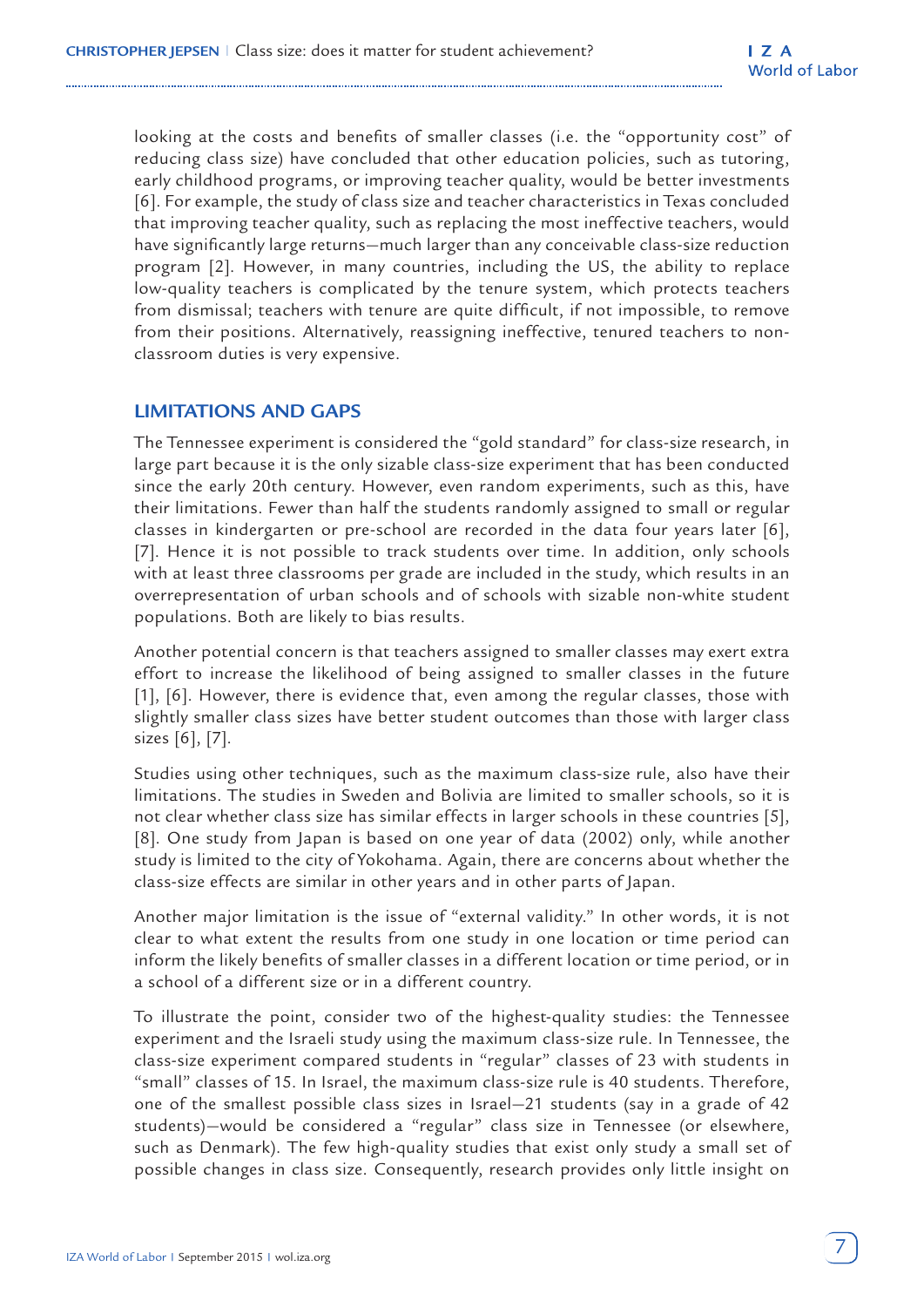looking at the costs and benefits of smaller classes (i.e. the "opportunity cost" of reducing class size) have concluded that other education policies, such as tutoring, early childhood programs, or improving teacher quality, would be better investments [6]. For example, the study of class size and teacher characteristics in Texas concluded that improving teacher quality, such as replacing the most ineffective teachers, would have significantly large returns—much larger than any conceivable class-size reduction program [2]. However, in many countries, including the US, the ability to replace low-quality teachers is complicated by the tenure system, which protects teachers from dismissal; teachers with tenure are quite difficult, if not impossible, to remove from their positions. Alternatively, reassigning ineffective, tenured teachers to non-classroom duties is very expensive.

## LIMITATIONS AND GAPS

The Tennessee experiment is considered the "gold standard" for class-size research, in large part because it is the only sizable class-size experiment that has been conducted since the early 20th century. However, even random experiments, such as this, have their limitations. Fewer than half the students randomly assigned to small or regular classes in kindergarten or pre-school are recorded in the data four years later [6], [7]. Hence it is not possible to track students over time. In addition, only schools with at least three classrooms per grade are included in the study, which results in an overrepresentation of urban schools and of schools with sizable non-white student populations. Both are likely to bias results.

Another potential concern is that teachers assigned to smaller classes may exert extra effort to increase the likelihood of being assigned to smaller classes in the future [1], [6]. However, there is evidence that, even among the regular classes, those with slightly smaller class sizes have better student outcomes than those with larger class sizes [6], [7].

Studies using other techniques, such as the maximum class-size rule, also have their limitations. The studies in Sweden and Bolivia are limited to smaller schools, so it is not clear whether class size has similar effects in larger schools in these countries [5], [8]. One study from Japan is based on one year of data (2002) only, while another study is limited to the city of Yokohama. Again, there are concerns about whether the class-size effects are similar in other years and in other parts of Japan.

Another major limitation is the issue of "external validity." In other words, it is not clear to what extent the results from one study in one location or time period can inform the likely benefits of smaller classes in a different location or time period, or in a school of a different size or in a different country.

To illustrate the point, consider two of the highest-quality studies: the Tennessee experiment and the Israeli study using the maximum class-size rule. In Tennessee, the class-size experiment compared students in "regular" classes of 23 with students in "small" classes of 15. In Israel, the maximum class-size rule is 40 students. Therefore, one of the smallest possible class sizes in Israel—21 students (say in a grade of 42 students)—would be considered a "regular" class size in Tennessee (or elsewhere, such as Denmark). The few high-quality studies that exist only study a small set of possible changes in class size. Consequently, research provides only little insight on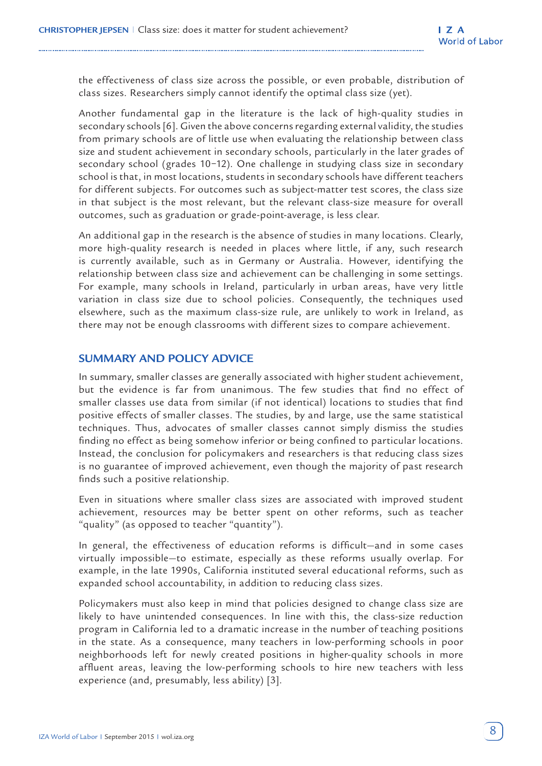the effectiveness of class size across the possible, or even probable, distribution of class sizes. Researchers simply cannot identify the optimal class size (yet).

Another fundamental gap in the literature is the lack of high-quality studies in secondary schools [6]. Given the above concerns regarding external validity, the studies from primary schools are of little use when evaluating the relationship between class size and student achievement in secondary schools, particularly in the later grades of secondary school (grades 10–12). One challenge in studying class size in secondary school is that, in most locations, students in secondary schools have different teachers for different subjects. For outcomes such as subject-matter test scores, the class size in that subject is the most relevant, but the relevant class-size measure for overall outcomes, such as graduation or grade-point-average, is less clear.

An additional gap in the research is the absence of studies in many locations. Clearly, more high-quality research is needed in places where little, if any, such research is currently available, such as in Germany or Australia. However, identifying the relationship between class size and achievement can be challenging in some settings. For example, many schools in Ireland, particularly in urban areas, have very little variation in class size due to school policies. Consequently, the techniques used elsewhere, such as the maximum class-size rule, are unlikely to work in Ireland, as there may not be enough classrooms with different sizes to compare achievement.

## SUMMARY AND POLICY ADVICE

In summary, smaller classes are generally associated with higher student achievement, but the evidence is far from unanimous. The few studies that find no effect of smaller classes use data from similar (if not identical) locations to studies that find positive effects of smaller classes. The studies, by and large, use the same statistical techniques. Thus, advocates of smaller classes cannot simply dismiss the studies finding no effect as being somehow inferior or being confined to particular locations. Instead, the conclusion for policymakers and researchers is that reducing class sizes is no guarantee of improved achievement, even though the majority of past research finds such a positive relationship.

Even in situations where smaller class sizes are associated with improved student achievement, resources may be better spent on other reforms, such as teacher "quality" (as opposed to teacher "quantity").

In general, the effectiveness of education reforms is difficult—and in some cases virtually impossible—to estimate, especially as these reforms usually overlap. For example, in the late 1990s, California instituted several educational reforms, such as expanded school accountability, in addition to reducing class sizes.

Policymakers must also keep in mind that policies designed to change class size are likely to have unintended consequences. In line with this, the class-size reduction program in California led to a dramatic increase in the number of teaching positions in the state. As a consequence, many teachers in low-performing schools in poor neighborhoods left for newly created positions in higher-quality schools in more affluent areas, leaving the low-performing schools to hire new teachers with less experience (and, presumably, less ability) [3].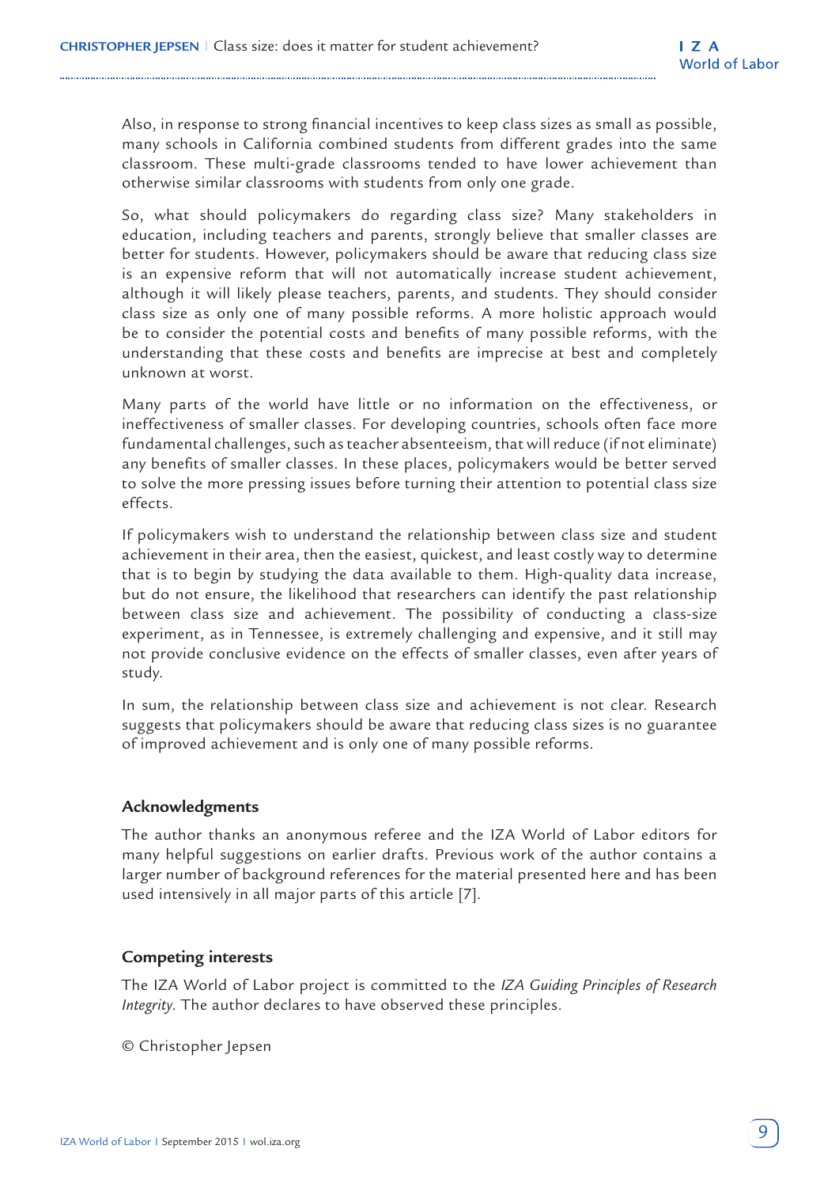Also, in response to strong financial incentives to keep class sizes as small as possible, many schools in California combined students from different grades into the same classroom. These multi-grade classrooms tended to have lower achievement than otherwise similar classrooms with students from only one grade.

So, what should policymakers do regarding class size? Many stakeholders in education, including teachers and parents, strongly believe that smaller classes are better for students. However, policymakers should be aware that reducing class size is an expensive reform that will not automatically increase student achievement, although it will likely please teachers, parents, and students. They should consider class size as only one of many possible reforms. A more holistic approach would be to consider the potential costs and benefits of many possible reforms, with the understanding that these costs and benefits are imprecise at best and completely unknown at worst.

Many parts of the world have little or no information on the effectiveness, or ineffectiveness of smaller classes. For developing countries, schools often face more fundamental challenges, such as teacher absenteeism, that will reduce (if not eliminate) any benefits of smaller classes. In these places, policymakers would be better served to solve the more pressing issues before turning their attention to potential class size effects.

If policymakers wish to understand the relationship between class size and student achievement in their area, then the easiest, quickest, and least costly way to determine that is to begin by studying the data available to them. High-quality data increase, but do not ensure, the likelihood that researchers can identify the past relationship between class size and achievement. The possibility of conducting a class-size experiment, as in Tennessee, is extremely challenging and expensive, and it still may not provide conclusive evidence on the effects of smaller classes, even after years of study.

In sum, the relationship between class size and achievement is not clear. Research suggests that policymakers should be aware that reducing class sizes is no guarantee of improved achievement and is only one of many possible reforms.

### Acknowledgments

The author thanks an anonymous referee and the IZA World of Labor editors for many helpful suggestions on earlier drafts. Previous work of the author contains a larger number of background references for the material presented here and has been used intensively in all major parts of this article [7].

### Competing interests

The IZA World of Labor project is committed to the *IZA Guiding Principles of Research Integrity*. The author declares to have observed these principles.

© Christopher Jepsen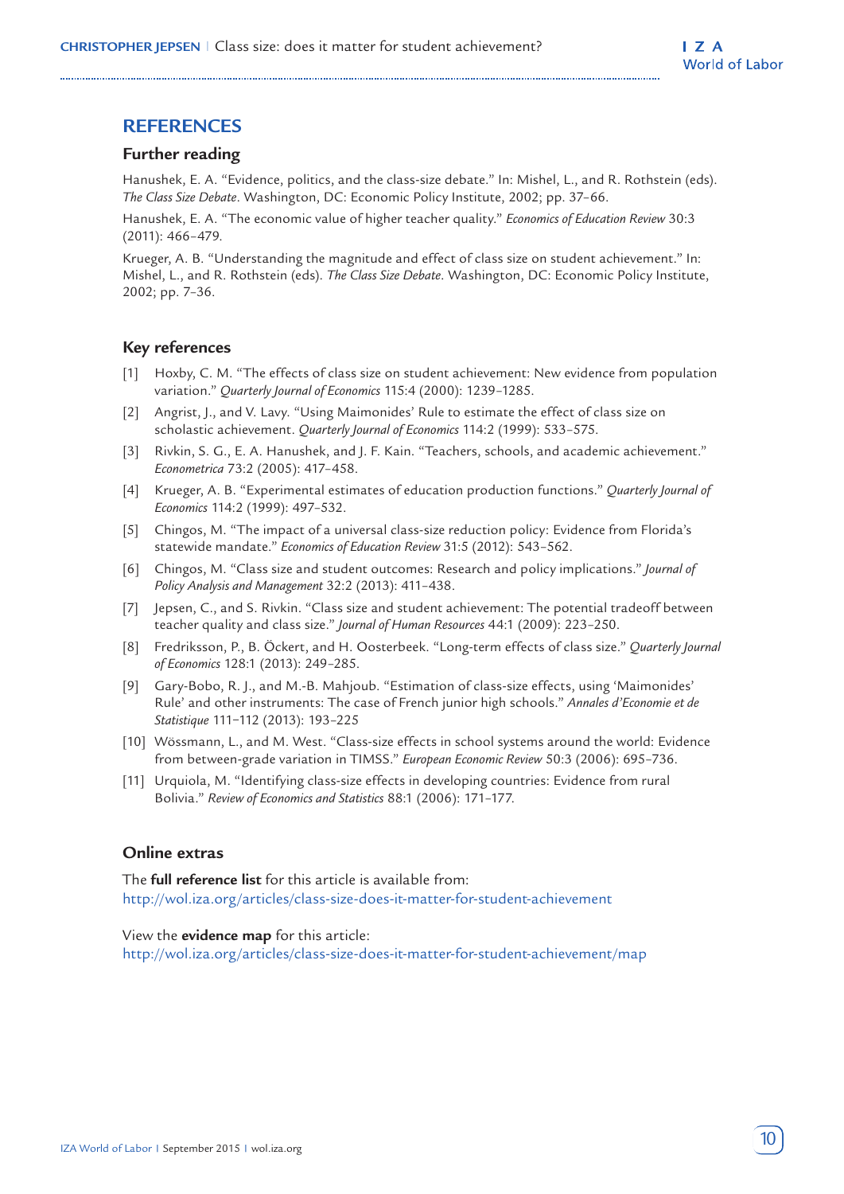## REFERENCES

### Further reading

Hanushek, E. A. "Evidence, politics, and the class-size debate." In: Mishel, L., and R. Rothstein (eds). *The Class Size Debate*. Washington, DC: Economic Policy Institute, 2002; pp. 37–66.

Hanushek, E. A. "The economic value of higher teacher quality." *Economics of Education Review* 30:3 (2011): 466–479.

Krueger, A. B. "Understanding the magnitude and effect of class size on student achievement." In: Mishel, L., and R. Rothstein (eds). *The Class Size Debate*. Washington, DC: Economic Policy Institute, 2002; pp. 7–36.

### Key references

[1] Hoxby, C. M. "The effects of class size on student achievement: New evidence from population variation." *Quarterly Journal of Economics* 115:4 (2000): 1239–1285.

[2] Angrist, J., and V. Lavy. "Using Maimonides' Rule to estimate the effect of class size on scholastic achievement." *Quarterly Journal of Economics* 114:2 (1999): 533–575.

[3] Rivkin, S. G., E. A. Hanushek, and J. F. Kain. "Teachers, schools, and academic achievement." *Econometrica* 73:2 (2005): 417–458.

[4] Krueger, A. B. "Experimental estimates of education production functions." *Quarterly Journal of Economics* 114:2 (1999): 497–532.

[5] Chingos, M. "The impact of a universal class-size reduction policy: Evidence from Florida's statewide mandate." *Economics of Education Review* 31:5 (2012): 543–562.

[6] Chingos, M. "Class size and student outcomes: Research and policy implications." *Journal of Policy Analysis and Management* 32:2 (2013): 411–438.

[7] Jepsen, C., and S. Rivkin. "Class size and student achievement: The potential tradeoff between teacher quality and class size." *Journal of Human Resources* 44:1 (2009): 223–250.

[8] Fredriksson, P., B. Öckert, and H. Oosterbeek. "Long-term effects of class size." *Quarterly Journal of Economics* 128:1 (2013): 249–285.

[9] Gary-Bobo, R. J., and M.-B. Mahjoub. "Estimation of class-size effects, using 'Maimonides' Rule' and other instruments: The case of French junior high schools." *Annales d'Economie et de Statistique* 111–112 (2013): 193–225

[10] Wössmann, L., and M. West. "Class-size effects in school systems around the world: Evidence from between-grade variation in TIMSS." *European Economic Review* 50:3 (2006): 695–736.

[11] Urquiola, M. "Identifying class-size effects in developing countries: Evidence from rural Bolivia." *Review of Economics and Statistics* 88:1 (2006): 171–177.

### Online extras

The **full reference list** for this article is available from:
http://wol.iza.org/articles/class-size-does-it-matter-for-student-achievement

View the **evidence map** for this article:
http://wol.iza.org/articles/class-size-does-it-matter-for-student-achievement/map